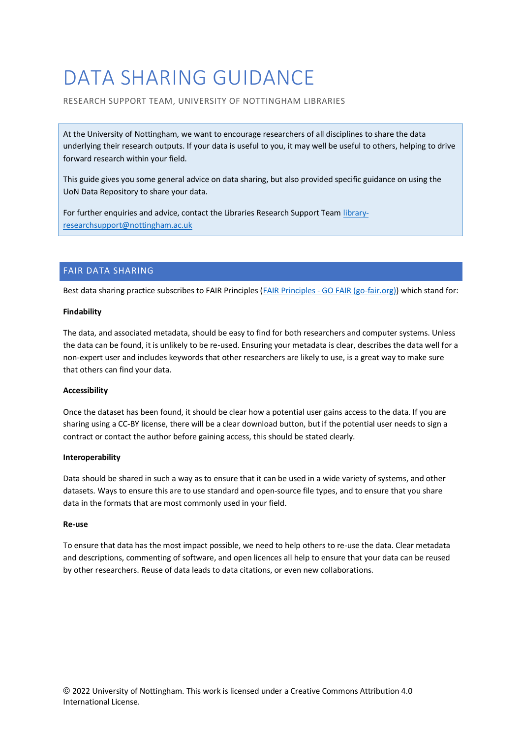# DATA SHARING GUIDANCE

RESEARCH SUPPORT TEAM, UNIVERSITY OF NOTTINGHAM LIBRARIES

At the University of Nottingham, we want to encourage researchers of all disciplines to share the data underlying their research outputs. If your data is useful to you, it may well be useful to others, helping to drive forward research within your field.

This guide gives you some general advice on data sharing, but also provided specific guidance on using the UoN Data Repository to share your data.

For further enquiries and advice, contact the Libraries Research Support Team [library-researchsupport@nottingham.ac.uk](mailto:library-researchsupport@nottingham.ac.uk)

## FAIR DATA SHARING

Best data sharing practice subscribes to FAIR Principles (FAIR Principles - GO FAIR (go-fair.org)) which stand for:

**Findability**

The data, and associated metadata, should be easy to find for both researchers and computer systems. Unless the data can be found, it is unlikely to be re-used. Ensuring your metadata is clear, describes the data well for a non-expert user and includes keywords that other researchers are likely to use, is a great way to make sure that others can find your data.

**Accessibility**

Once the dataset has been found, it should be clear how a potential user gains access to the data. If you are sharing using a CC-BY license, there will be a clear download button, but if the potential user needs to sign a contract or contact the author before gaining access, this should be stated clearly.

**Interoperability**

Data should be shared in such a way as to ensure that it can be used in a wide variety of systems, and other datasets. Ways to ensure this are to use standard and open-source file types, and to ensure that you share data in the formats that are most commonly used in your field.

**Re-use**

To ensure that data has the most impact possible, we need to help others to re-use the data. Clear metadata and descriptions, commenting of software, and open licences all help to ensure that your data can be reused by other researchers. Reuse of data leads to data citations, or even new collaborations.

© 2022 University of Nottingham. This work is licensed under a Creative Commons Attribution 4.0 International License.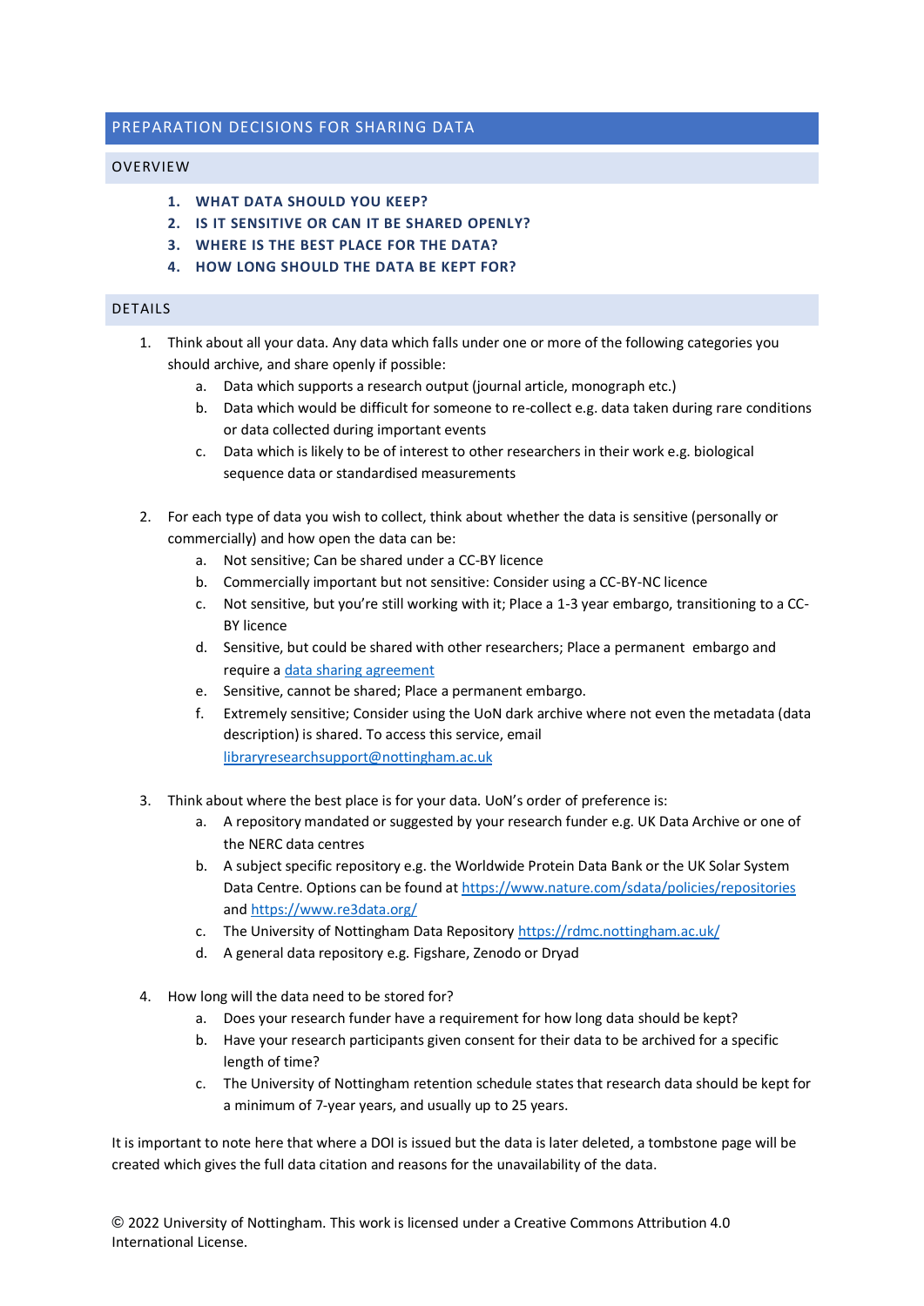## PREPARATION DECISIONS FOR SHARING DATA

### OVERVIEW

1. **WHAT DATA SHOULD YOU KEEP?**
2. **IS IT SENSITIVE OR CAN IT BE SHARED OPENLY?**
3. **WHERE IS THE BEST PLACE FOR THE DATA?**
4. **HOW LONG SHOULD THE DATA BE KEPT FOR?**

### DETAILS

1. Think about all your data. Any data which falls under one or more of the following categories you should archive, and share openly if possible:
   a. Data which supports a research output (journal article, monograph etc.)
   b. Data which would be difficult for someone to re-collect e.g. data taken during rare conditions or data collected during important events
   c. Data which is likely to be of interest to other researchers in their work e.g. biological sequence data or standardised measurements

2. For each type of data you wish to collect, think about whether the data is sensitive (personally or commercially) and how open the data can be:
   a. Not sensitive; Can be shared under a CC-BY licence
   b. Commercially important but not sensitive: Consider using a CC-BY-NC licence
   c. Not sensitive, but you're still working with it; Place a 1-3 year embargo, transitioning to a CC-BY licence
   d. Sensitive, but could be shared with other researchers; Place a permanent embargo and require a data sharing agreement
   e. Sensitive, cannot be shared; Place a permanent embargo.
   f. Extremely sensitive; Consider using the UoN dark archive where not even the metadata (data description) is shared. To access this service, email libraryresearchsupport@nottingham.ac.uk

3. Think about where the best place is for your data. UoN's order of preference is:
   a. A repository mandated or suggested by your research funder e.g. UK Data Archive or one of the NERC data centres
   b. A subject specific repository e.g. the Worldwide Protein Data Bank or the UK Solar System Data Centre. Options can be found at https://www.nature.com/sdata/policies/repositories and https://www.re3data.org/
   c. The University of Nottingham Data Repository https://rdmc.nottingham.ac.uk/
   d. A general data repository e.g. Figshare, Zenodo or Dryad

4. How long will the data need to be stored for?
   a. Does your research funder have a requirement for how long data should be kept?
   b. Have your research participants given consent for their data to be archived for a specific length of time?
   c. The University of Nottingham retention schedule states that research data should be kept for a minimum of 7-year years, and usually up to 25 years.

It is important to note here that where a DOI is issued but the data is later deleted, a tombstone page will be created which gives the full data citation and reasons for the unavailability of the data.

© 2022 University of Nottingham. This work is licensed under a Creative Commons Attribution 4.0 International License.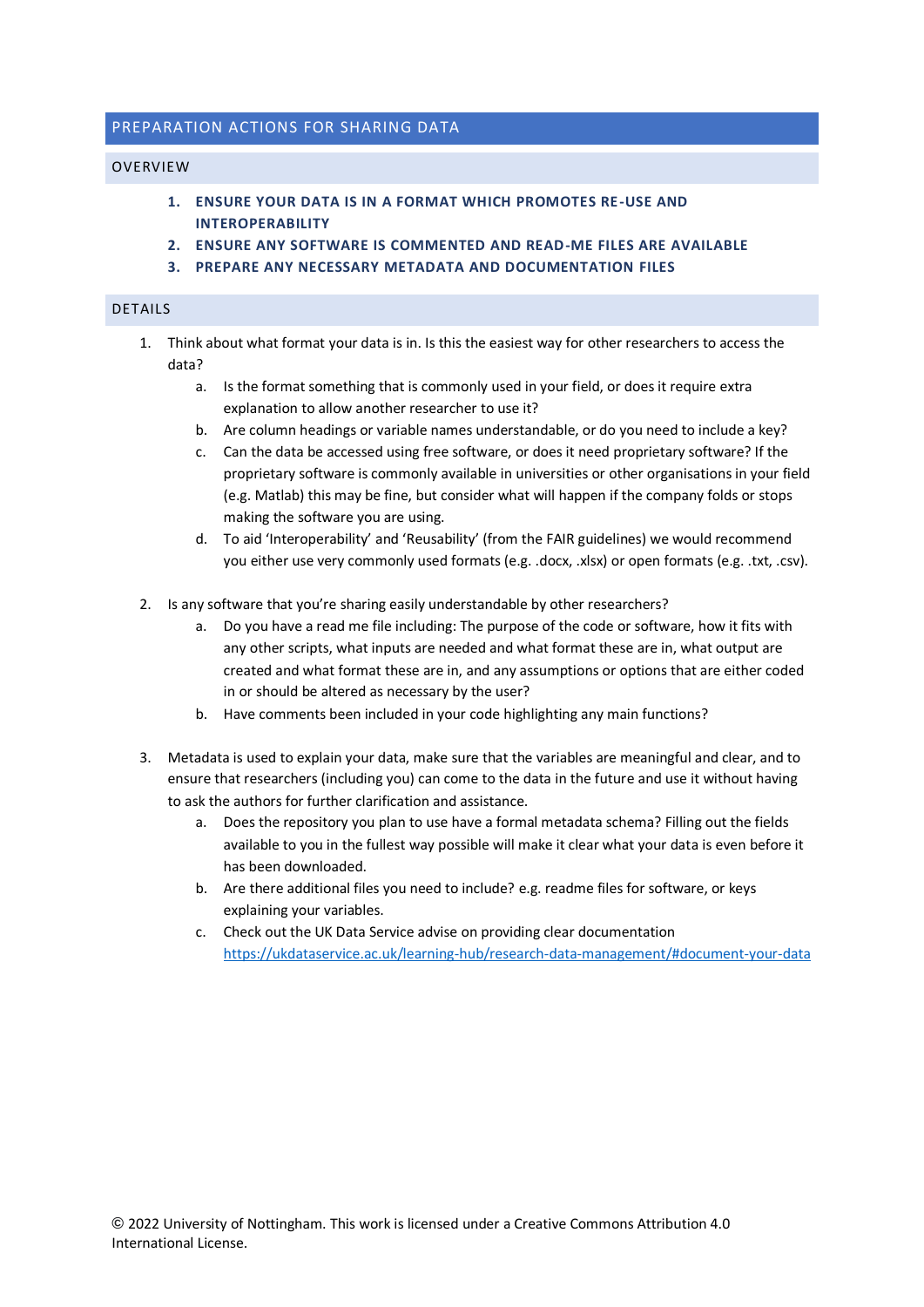## PREPARATION ACTIONS FOR SHARING DATA

### OVERVIEW

1. **ENSURE YOUR DATA IS IN A FORMAT WHICH PROMOTES RE-USE AND INTEROPERABILITY**
2. **ENSURE ANY SOFTWARE IS COMMENTED AND READ-ME FILES ARE AVAILABLE**
3. **PREPARE ANY NECESSARY METADATA AND DOCUMENTATION FILES**

### DETAILS

1. Think about what format your data is in. Is this the easiest way for other researchers to access the data?
    a. Is the format something that is commonly used in your field, or does it require extra explanation to allow another researcher to use it?
    b. Are column headings or variable names understandable, or do you need to include a key?
    c. Can the data be accessed using free software, or does it need proprietary software? If the proprietary software is commonly available in universities or other organisations in your field (e.g. Matlab) this may be fine, but consider what will happen if the company folds or stops making the software you are using.
    d. To aid 'Interoperability' and 'Reusability' (from the FAIR guidelines) we would recommend you either use very commonly used formats (e.g. .docx, .xlsx) or open formats (e.g. .txt, .csv).

2. Is any software that you're sharing easily understandable by other researchers?
    a. Do you have a read me file including: The purpose of the code or software, how it fits with any other scripts, what inputs are needed and what format these are in, what output are created and what format these are in, and any assumptions or options that are either coded in or should be altered as necessary by the user?
    b. Have comments been included in your code highlighting any main functions?

3. Metadata is used to explain your data, make sure that the variables are meaningful and clear, and to ensure that researchers (including you) can come to the data in the future and use it without having to ask the authors for further clarification and assistance.
    a. Does the repository you plan to use have a formal metadata schema? Filling out the fields available to you in the fullest way possible will make it clear what your data is even before it has been downloaded.
    b. Are there additional files you need to include? e.g. readme files for software, or keys explaining your variables.
    c. Check out the UK Data Service advise on providing clear documentation https://ukdataservice.ac.uk/learning-hub/research-data-management/#document-your-data

© 2022 University of Nottingham. This work is licensed under a Creative Commons Attribution 4.0 International License.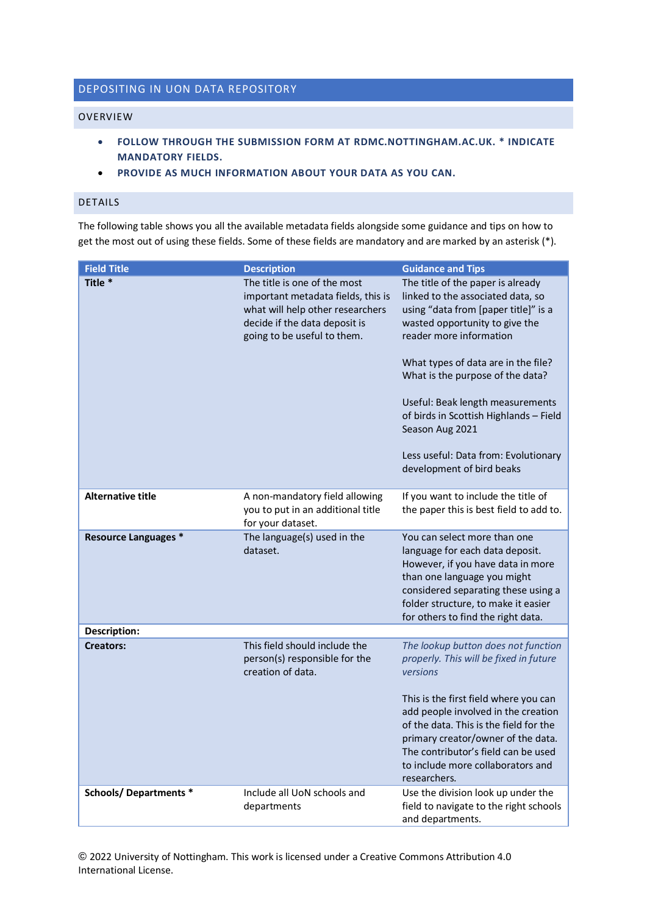## DEPOSITING IN UON DATA REPOSITORY

### OVERVIEW

- **FOLLOW THROUGH THE SUBMISSION FORM AT RDMC.NOTTINGHAM.AC.UK. * INDICATE MANDATORY FIELDS.**
- **PROVIDE AS MUCH INFORMATION ABOUT YOUR DATA AS YOU CAN.**

### DETAILS

The following table shows you all the available metadata fields alongside some guidance and tips on how to get the most out of using these fields. Some of these fields are mandatory and are marked by an asterisk (*).

| Field Title | Description | Guidance and Tips |
|---|---|---|
| **Title *** | The title is one of the most important metadata fields, this is what will help other researchers decide if the data deposit is going to be useful to them. | The title of the paper is already linked to the associated data, so using "data from [paper title]" is a wasted opportunity to give the reader more information<br><br>What types of data are in the file? What is the purpose of the data?<br><br>Useful: Beak length measurements of birds in Scottish Highlands – Field Season Aug 2021<br><br>Less useful: Data from: Evolutionary development of bird beaks |
| **Alternative title** | A non-mandatory field allowing you to put in an additional title for your dataset. | If you want to include the title of the paper this is best field to add to. |
| **Resource Languages *** | The language(s) used in the dataset. | You can select more than one language for each data deposit. However, if you have data in more than one language you might considered separating these using a folder structure, to make it easier for others to find the right data. |
| **Description:** | | |
| **Creators:** | This field should include the person(s) responsible for the creation of data. | *The lookup button does not function properly. This will be fixed in future versions*<br><br>This is the first field where you can add people involved in the creation of the data. This is the field for the primary creator/owner of the data. The contributor's field can be used to include more collaborators and researchers. |
| **Schools/ Departments *** | Include all UoN schools and departments | Use the division look up under the field to navigate to the right schools and departments. |

© 2022 University of Nottingham. This work is licensed under a Creative Commons Attribution 4.0 International License.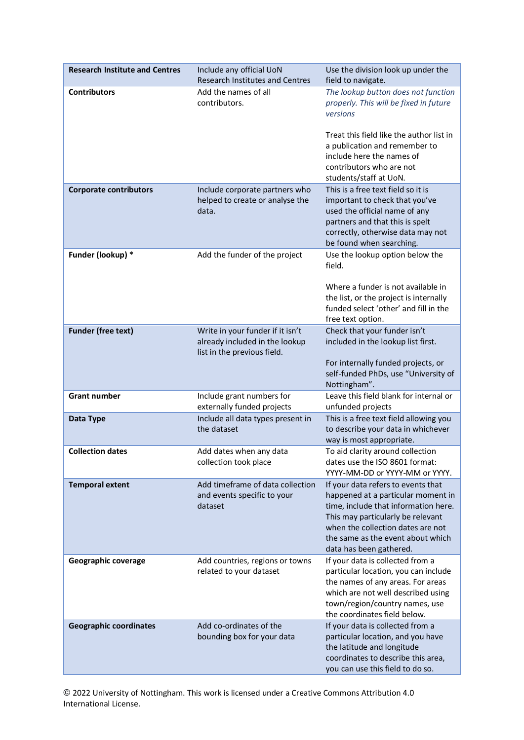| | | |
|---|---|---|
| **Research Institute and Centres** | Include any official UoN Research Institutes and Centres | Use the division look up under the field to navigate. |
| **Contributors** | Add the names of all contributors. | *The lookup button does not function properly. This will be fixed in future versions*<br><br>Treat this field like the author list in a publication and remember to include here the names of contributors who are not students/staff at UoN. |
| **Corporate contributors** | Include corporate partners who helped to create or analyse the data. | This is a free text field so it is important to check that you've used the official name of any partners and that this is spelt correctly, otherwise data may not be found when searching. |
| **Funder (lookup) *** | Add the funder of the project | Use the lookup option below the field.<br><br>Where a funder is not available in the list, or the project is internally funded select 'other' and fill in the free text option. |
| **Funder (free text)** | Write in your funder if it isn't already included in the lookup list in the previous field. | Check that your funder isn't included in the lookup list first.<br><br>For internally funded projects, or self-funded PhDs, use "University of Nottingham". |
| **Grant number** | Include grant numbers for externally funded projects | Leave this field blank for internal or unfunded projects |
| **Data Type** | Include all data types present in the dataset | This is a free text field allowing you to describe your data in whichever way is most appropriate. |
| **Collection dates** | Add dates when any data collection took place | To aid clarity around collection dates use the ISO 8601 format: YYYY-MM-DD or YYYY-MM or YYYY. |
| **Temporal extent** | Add timeframe of data collection and events specific to your dataset | If your data refers to events that happened at a particular moment in time, include that information here. This may particularly be relevant when the collection dates are not the same as the event about which data has been gathered. |
| **Geographic coverage** | Add countries, regions or towns related to your dataset | If your data is collected from a particular location, you can include the names of any areas. For areas which are not well described using town/region/country names, use the coordinates field below. |
| **Geographic coordinates** | Add co-ordinates of the bounding box for your data | If your data is collected from a particular location, and you have the latitude and longitude coordinates to describe this area, you can use this field to do so. |

© 2022 University of Nottingham. This work is licensed under a Creative Commons Attribution 4.0 International License.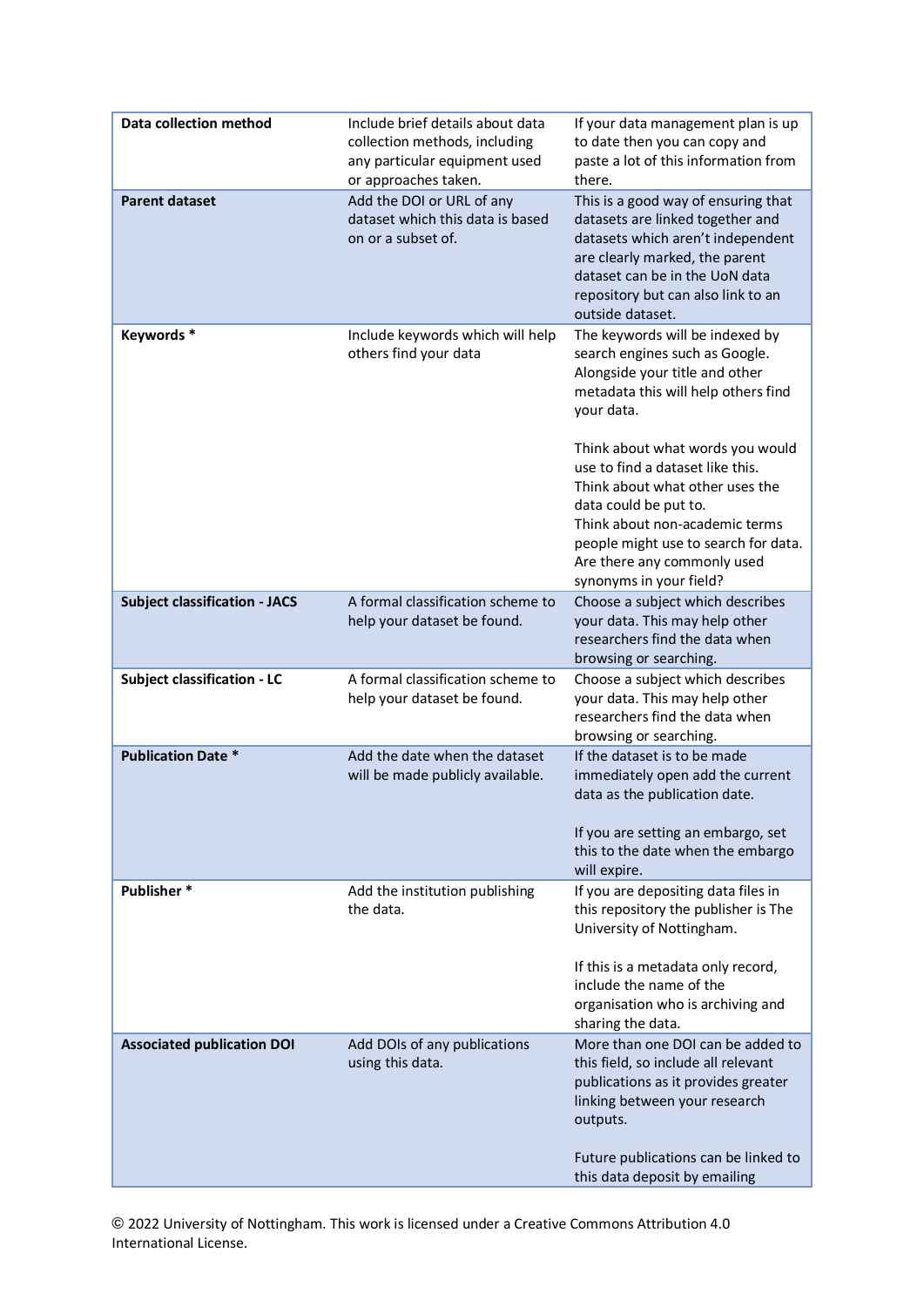| **Data collection method** | Include brief details about data collection methods, including any particular equipment used or approaches taken. | If your data management plan is up to date then you can copy and paste a lot of this information from there. |
|---|---|---|
| **Parent dataset** | Add the DOI or URL of any dataset which this data is based on or a subset of. | This is a good way of ensuring that datasets are linked together and datasets which aren't independent are clearly marked, the parent dataset can be in the UoN data repository but can also link to an outside dataset. |
| **Keywords *** | Include keywords which will help others find your data | The keywords will be indexed by search engines such as Google. Alongside your title and other metadata this will help others find your data.<br><br>Think about what words you would use to find a dataset like this. Think about what other uses the data could be put to. Think about non-academic terms people might use to search for data. Are there any commonly used synonyms in your field? |
| **Subject classification - JACS** | A formal classification scheme to help your dataset be found. | Choose a subject which describes your data. This may help other researchers find the data when browsing or searching. |
| **Subject classification - LC** | A formal classification scheme to help your dataset be found. | Choose a subject which describes your data. This may help other researchers find the data when browsing or searching. |
| **Publication Date *** | Add the date when the dataset will be made publicly available. | If the dataset is to be made immediately open add the current data as the publication date.<br><br>If you are setting an embargo, set this to the date when the embargo will expire. |
| **Publisher *** | Add the institution publishing the data. | If you are depositing data files in this repository the publisher is The University of Nottingham.<br><br>If this is a metadata only record, include the name of the organisation who is archiving and sharing the data. |
| **Associated publication DOI** | Add DOIs of any publications using this data. | More than one DOI can be added to this field, so include all relevant publications as it provides greater linking between your research outputs.<br><br>Future publications can be linked to this data deposit by emailing |

© 2022 University of Nottingham. This work is licensed under a Creative Commons Attribution 4.0 International License.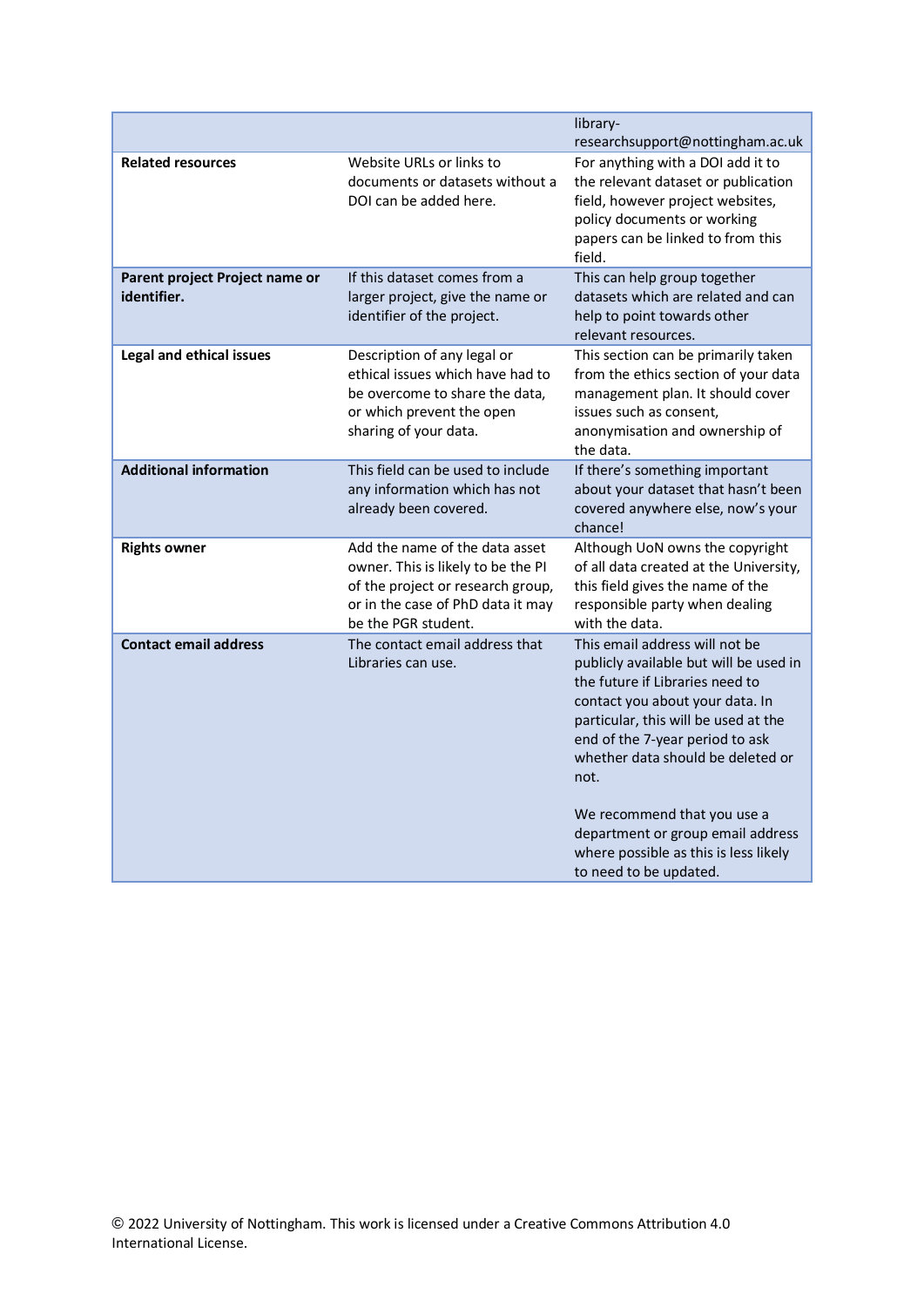| | | |
|---|---|---|
| | | library-researchsupport@nottingham.ac.uk |
| **Related resources** | Website URLs or links to documents or datasets without a DOI can be added here. | For anything with a DOI add it to the relevant dataset or publication field, however project websites, policy documents or working papers can be linked to from this field. |
| **Parent project Project name or identifier.** | If this dataset comes from a larger project, give the name or identifier of the project. | This can help group together datasets which are related and can help to point towards other relevant resources. |
| **Legal and ethical issues** | Description of any legal or ethical issues which have had to be overcome to share the data, or which prevent the open sharing of your data. | This section can be primarily taken from the ethics section of your data management plan. It should cover issues such as consent, anonymisation and ownership of the data. |
| **Additional information** | This field can be used to include any information which has not already been covered. | If there's something important about your dataset that hasn't been covered anywhere else, now's your chance! |
| **Rights owner** | Add the name of the data asset owner. This is likely to be the PI of the project or research group, or in the case of PhD data it may be the PGR student. | Although UoN owns the copyright of all data created at the University, this field gives the name of the responsible party when dealing with the data. |
| **Contact email address** | The contact email address that Libraries can use. | This email address will not be publicly available but will be used in the future if Libraries need to contact you about your data. In particular, this will be used at the end of the 7-year period to ask whether data should be deleted or not.<br><br>We recommend that you use a department or group email address where possible as this is less likely to need to be updated. |

© 2022 University of Nottingham. This work is licensed under a Creative Commons Attribution 4.0 International License.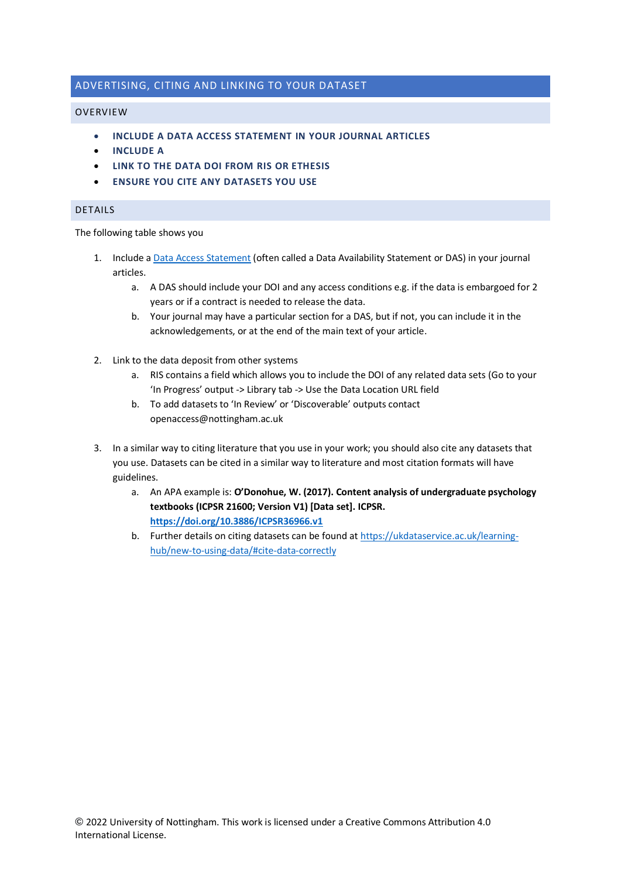# ADVERTISING, CITING AND LINKING TO YOUR DATASET

## OVERVIEW

- **INCLUDE A DATA ACCESS STATEMENT IN YOUR JOURNAL ARTICLES**
- **INCLUDE A**
- **LINK TO THE DATA DOI FROM RIS OR ETHESIS**
- **ENSURE YOU CITE ANY DATASETS YOU USE**

## DETAILS

The following table shows you

1. Include a [Data Access Statement](#) (often called a Data Availability Statement or DAS) in your journal articles.
   a. A DAS should include your DOI and any access conditions e.g. if the data is embargoed for 2 years or if a contract is needed to release the data.
   b. Your journal may have a particular section for a DAS, but if not, you can include it in the acknowledgements, or at the end of the main text of your article.

2. Link to the data deposit from other systems
   a. RIS contains a field which allows you to include the DOI of any related data sets (Go to your 'In Progress' output -> Library tab -> Use the Data Location URL field
   b. To add datasets to 'In Review' or 'Discoverable' outputs contact openaccess@nottingham.ac.uk

3. In a similar way to citing literature that you use in your work; you should also cite any datasets that you use. Datasets can be cited in a similar way to literature and most citation formats will have guidelines.
   a. An APA example is: **O'Donohue, W. (2017). Content analysis of undergraduate psychology textbooks (ICPSR 21600; Version V1) [Data set]. ICPSR. [https://doi.org/10.3886/ICPSR36966.v1](https://doi.org/10.3886/ICPSR36966.v1)**
   b. Further details on citing datasets can be found at [https://ukdataservice.ac.uk/learning-hub/new-to-using-data/#cite-data-correctly](https://ukdataservice.ac.uk/learning-hub/new-to-using-data/#cite-data-correctly)

© 2022 University of Nottingham. This work is licensed under a Creative Commons Attribution 4.0 International License.